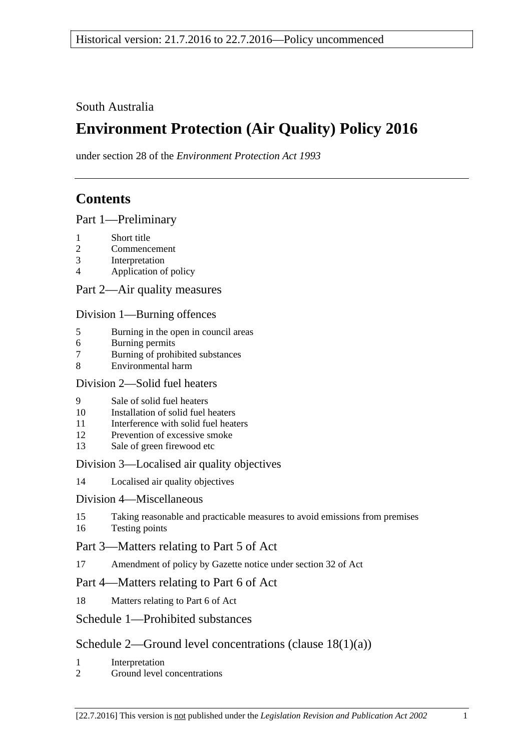Historical version: 21.7.2016 to 22.7.2016—Policy uncommenced

South Australia

# Environment Protection (Air Quality) Policy 2016

under section 28 of the *Environment Protection Act 1993*

## Contents

### Part 1—Preliminary

1 Short title
2 Commencement
3 Interpretation
4 Application of policy

### Part 2—Air quality measures

#### Division 1—Burning offences

5 Burning in the open in council areas
6 Burning permits
7 Burning of prohibited substances
8 Environmental harm

#### Division 2—Solid fuel heaters

9 Sale of solid fuel heaters
10 Installation of solid fuel heaters
11 Interference with solid fuel heaters
12 Prevention of excessive smoke
13 Sale of green firewood etc

#### Division 3—Localised air quality objectives

14 Localised air quality objectives

#### Division 4—Miscellaneous

15 Taking reasonable and practicable measures to avoid emissions from premises
16 Testing points

### Part 3—Matters relating to Part 5 of Act

17 Amendment of policy by Gazette notice under section 32 of Act

### Part 4—Matters relating to Part 6 of Act

18 Matters relating to Part 6 of Act

### Schedule 1—Prohibited substances

### Schedule 2—Ground level concentrations (clause 18(1)(a))

1 Interpretation
2 Ground level concentrations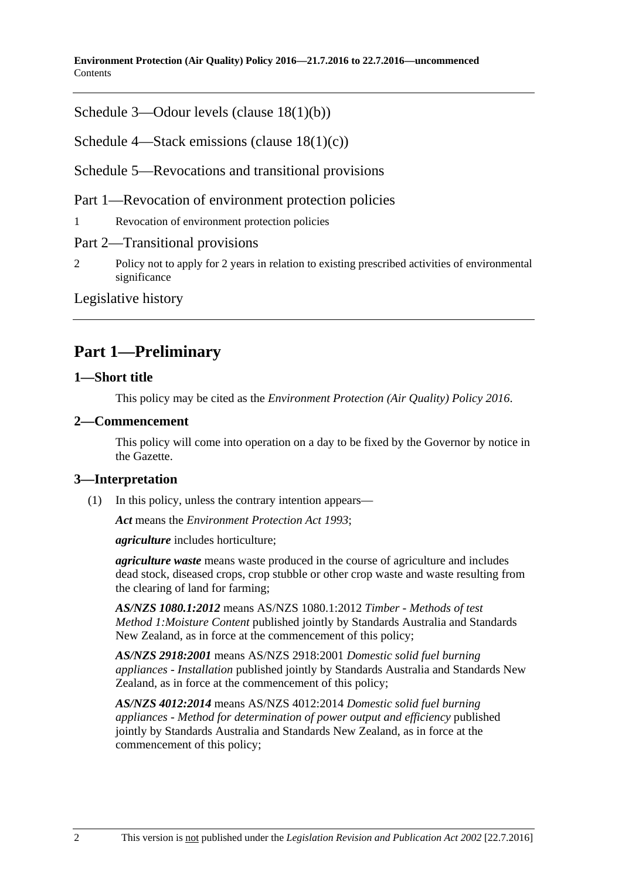Schedule 3—Odour levels (clause 18(1)(b))

Schedule 4—Stack emissions (clause 18(1)(c))

Schedule 5—Revocations and transitional provisions

Part 1—Revocation of environment protection policies

1 Revocation of environment protection policies

Part 2—Transitional provisions

2 Policy not to apply for 2 years in relation to existing prescribed activities of environmental significance

Legislative history

# Part 1—Preliminary

## 1—Short title

This policy may be cited as the *Environment Protection (Air Quality) Policy 2016*.

## 2—Commencement

This policy will come into operation on a day to be fixed by the Governor by notice in the Gazette.

## 3—Interpretation

(1) In this policy, unless the contrary intention appears—

***Act*** means the *Environment Protection Act 1993*;

***agriculture*** includes horticulture;

***agriculture waste*** means waste produced in the course of agriculture and includes dead stock, diseased crops, crop stubble or other crop waste and waste resulting from the clearing of land for farming;

***AS/NZS 1080.1:2012*** means AS/NZS 1080.1:2012 *Timber - Methods of test Method 1:Moisture Content* published jointly by Standards Australia and Standards New Zealand, as in force at the commencement of this policy;

***AS/NZS 2918:2001*** means AS/NZS 2918:2001 *Domestic solid fuel burning appliances - Installation* published jointly by Standards Australia and Standards New Zealand, as in force at the commencement of this policy;

***AS/NZS 4012:2014*** means AS/NZS 4012:2014 *Domestic solid fuel burning appliances - Method for determination of power output and efficiency* published jointly by Standards Australia and Standards New Zealand, as in force at the commencement of this policy;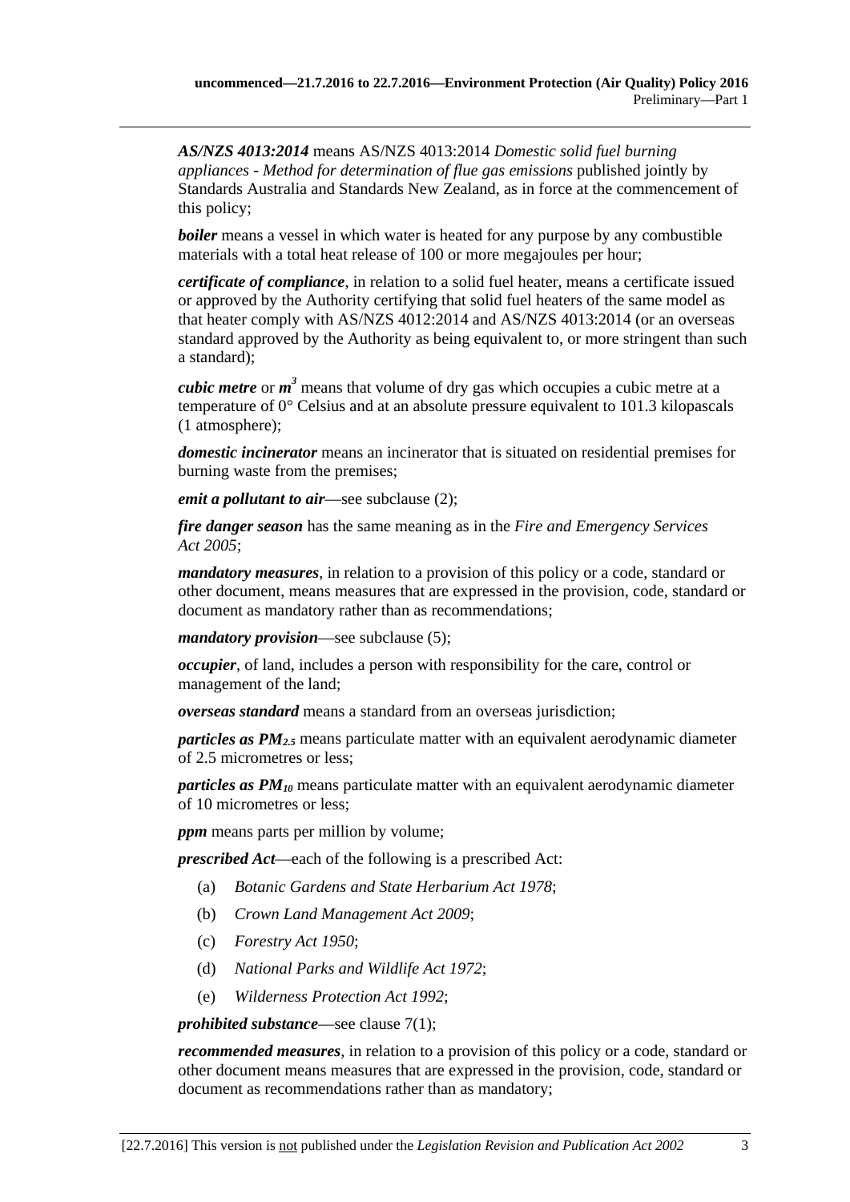***AS/NZS 4013:2014*** means AS/NZS 4013:2014 *Domestic solid fuel burning appliances - Method for determination of flue gas emissions* published jointly by Standards Australia and Standards New Zealand, as in force at the commencement of this policy;

***boiler*** means a vessel in which water is heated for any purpose by any combustible materials with a total heat release of 100 or more megajoules per hour;

***certificate of compliance***, in relation to a solid fuel heater, means a certificate issued or approved by the Authority certifying that solid fuel heaters of the same model as that heater comply with AS/NZS 4012:2014 and AS/NZS 4013:2014 (or an overseas standard approved by the Authority as being equivalent to, or more stringent than such a standard);

***cubic metre*** or ***$m^3$*** means that volume of dry gas which occupies a cubic metre at a temperature of 0° Celsius and at an absolute pressure equivalent to 101.3 kilopascals (1 atmosphere);

***domestic incinerator*** means an incinerator that is situated on residential premises for burning waste from the premises;

***emit a pollutant to air***—see subclause (2);

***fire danger season*** has the same meaning as in the *Fire and Emergency Services Act 2005*;

***mandatory measures***, in relation to a provision of this policy or a code, standard or other document, means measures that are expressed in the provision, code, standard or document as mandatory rather than as recommendations;

***mandatory provision***—see subclause (5);

***occupier***, of land, includes a person with responsibility for the care, control or management of the land;

***overseas standard*** means a standard from an overseas jurisdiction;

***particles as $PM_{2.5}$*** means particulate matter with an equivalent aerodynamic diameter of 2.5 micrometres or less;

***particles as $PM_{10}$*** means particulate matter with an equivalent aerodynamic diameter of 10 micrometres or less;

***ppm*** means parts per million by volume;

***prescribed Act***—each of the following is a prescribed Act:

(a) *Botanic Gardens and State Herbarium Act 1978*;

(b) *Crown Land Management Act 2009*;

(c) *Forestry Act 1950*;

(d) *National Parks and Wildlife Act 1972*;

(e) *Wilderness Protection Act 1992*;

***prohibited substance***—see clause 7(1);

***recommended measures***, in relation to a provision of this policy or a code, standard or other document means measures that are expressed in the provision, code, standard or document as recommendations rather than as mandatory;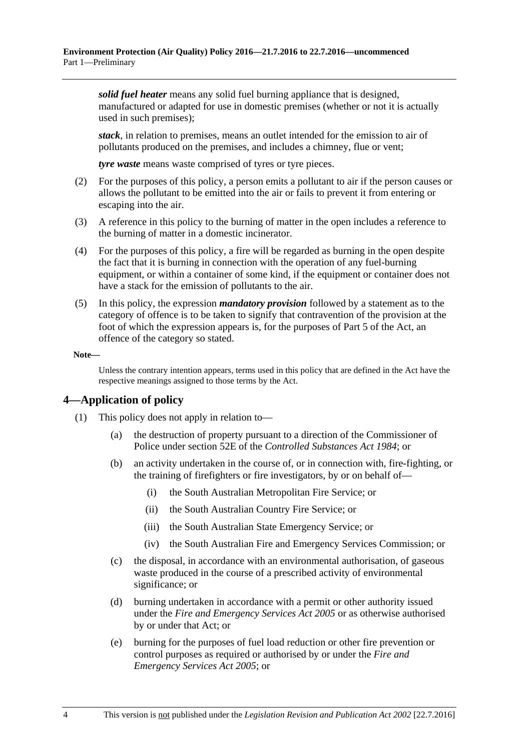***solid fuel heater*** means any solid fuel burning appliance that is designed, manufactured or adapted for use in domestic premises (whether or not it is actually used in such premises);

***stack***, in relation to premises, means an outlet intended for the emission to air of pollutants produced on the premises, and includes a chimney, flue or vent;

***tyre waste*** means waste comprised of tyres or tyre pieces.

(2) For the purposes of this policy, a person emits a pollutant to air if the person causes or allows the pollutant to be emitted into the air or fails to prevent it from entering or escaping into the air.

(3) A reference in this policy to the burning of matter in the open includes a reference to the burning of matter in a domestic incinerator.

(4) For the purposes of this policy, a fire will be regarded as burning in the open despite the fact that it is burning in connection with the operation of any fuel-burning equipment, or within a container of some kind, if the equipment or container does not have a stack for the emission of pollutants to the air.

(5) In this policy, the expression ***mandatory provision*** followed by a statement as to the category of offence is to be taken to signify that contravention of the provision at the foot of which the expression appears is, for the purposes of Part 5 of the Act, an offence of the category so stated.

**Note—**

Unless the contrary intention appears, terms used in this policy that are defined in the Act have the respective meanings assigned to those terms by the Act.

## 4—Application of policy

(1) This policy does not apply in relation to—

(a) the destruction of property pursuant to a direction of the Commissioner of Police under section 52E of the *Controlled Substances Act 1984*; or

(b) an activity undertaken in the course of, or in connection with, fire-fighting, or the training of firefighters or fire investigators, by or on behalf of—

(i) the South Australian Metropolitan Fire Service; or

(ii) the South Australian Country Fire Service; or

(iii) the South Australian State Emergency Service; or

(iv) the South Australian Fire and Emergency Services Commission; or

(c) the disposal, in accordance with an environmental authorisation, of gaseous waste produced in the course of a prescribed activity of environmental significance; or

(d) burning undertaken in accordance with a permit or other authority issued under the *Fire and Emergency Services Act 2005* or as otherwise authorised by or under that Act; or

(e) burning for the purposes of fuel load reduction or other fire prevention or control purposes as required or authorised by or under the *Fire and Emergency Services Act 2005*; or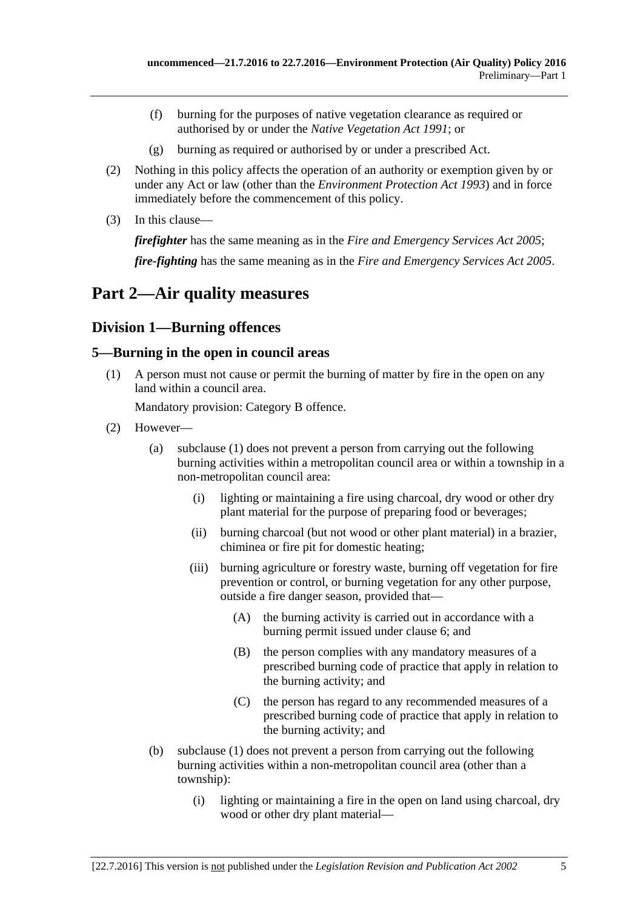(f) burning for the purposes of native vegetation clearance as required or authorised by or under the *Native Vegetation Act 1991*; or

(g) burning as required or authorised by or under a prescribed Act.

(2) Nothing in this policy affects the operation of an authority or exemption given by or under any Act or law (other than the *Environment Protection Act 1993*) and in force immediately before the commencement of this policy.

(3) In this clause—

***firefighter*** has the same meaning as in the *Fire and Emergency Services Act 2005*;

***fire-fighting*** has the same meaning as in the *Fire and Emergency Services Act 2005*.

# Part 2—Air quality measures

## Division 1—Burning offences

### 5—Burning in the open in council areas

(1) A person must not cause or permit the burning of matter by fire in the open on any land within a council area.

Mandatory provision: Category B offence.

(2) However—

(a) subclause (1) does not prevent a person from carrying out the following burning activities within a metropolitan council area or within a township in a non-metropolitan council area:

(i) lighting or maintaining a fire using charcoal, dry wood or other dry plant material for the purpose of preparing food or beverages;

(ii) burning charcoal (but not wood or other plant material) in a brazier, chiminea or fire pit for domestic heating;

(iii) burning agriculture or forestry waste, burning off vegetation for fire prevention or control, or burning vegetation for any other purpose, outside a fire danger season, provided that—

(A) the burning activity is carried out in accordance with a burning permit issued under clause 6; and

(B) the person complies with any mandatory measures of a prescribed burning code of practice that apply in relation to the burning activity; and

(C) the person has regard to any recommended measures of a prescribed burning code of practice that apply in relation to the burning activity; and

(b) subclause (1) does not prevent a person from carrying out the following burning activities within a non-metropolitan council area (other than a township):

(i) lighting or maintaining a fire in the open on land using charcoal, dry wood or other dry plant material—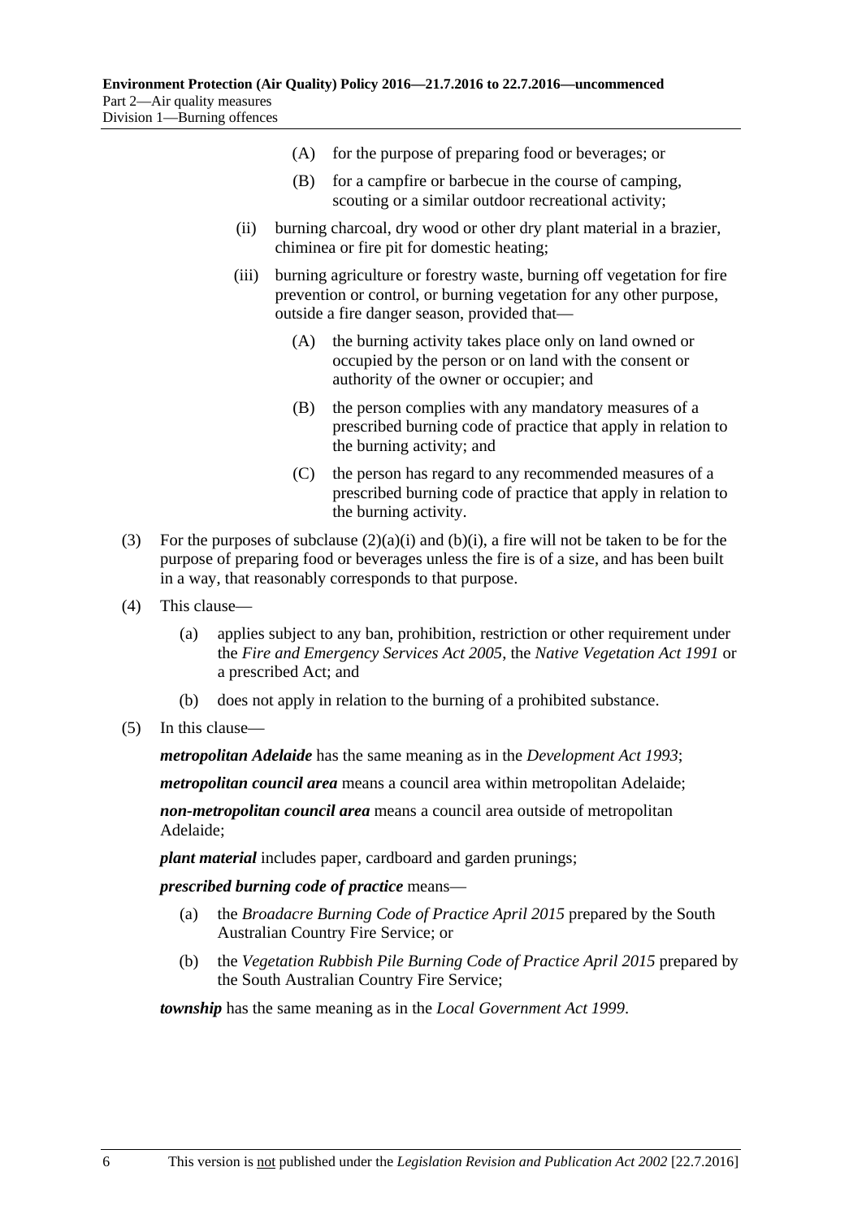(A) for the purpose of preparing food or beverages; or

(B) for a campfire or barbecue in the course of camping, scouting or a similar outdoor recreational activity;

(ii) burning charcoal, dry wood or other dry plant material in a brazier, chiminea or fire pit for domestic heating;

(iii) burning agriculture or forestry waste, burning off vegetation for fire prevention or control, or burning vegetation for any other purpose, outside a fire danger season, provided that—

(A) the burning activity takes place only on land owned or occupied by the person or on land with the consent or authority of the owner or occupier; and

(B) the person complies with any mandatory measures of a prescribed burning code of practice that apply in relation to the burning activity; and

(C) the person has regard to any recommended measures of a prescribed burning code of practice that apply in relation to the burning activity.

(3) For the purposes of subclause (2)(a)(i) and (b)(i), a fire will not be taken to be for the purpose of preparing food or beverages unless the fire is of a size, and has been built in a way, that reasonably corresponds to that purpose.

(4) This clause—

(a) applies subject to any ban, prohibition, restriction or other requirement under the *Fire and Emergency Services Act 2005*, the *Native Vegetation Act 1991* or a prescribed Act; and

(b) does not apply in relation to the burning of a prohibited substance.

(5) In this clause—

***metropolitan Adelaide*** has the same meaning as in the *Development Act 1993*;

***metropolitan council area*** means a council area within metropolitan Adelaide;

***non-metropolitan council area*** means a council area outside of metropolitan Adelaide;

***plant material*** includes paper, cardboard and garden prunings;

***prescribed burning code of practice*** means—

(a) the *Broadacre Burning Code of Practice April 2015* prepared by the South Australian Country Fire Service; or

(b) the *Vegetation Rubbish Pile Burning Code of Practice April 2015* prepared by the South Australian Country Fire Service;

***township*** has the same meaning as in the *Local Government Act 1999*.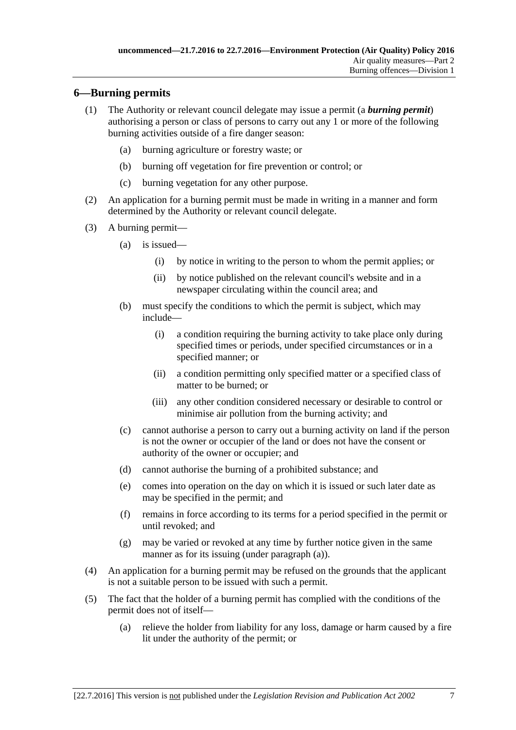## 6—Burning permits

(1) The Authority or relevant council delegate may issue a permit (a ***burning permit***) authorising a person or class of persons to carry out any 1 or more of the following burning activities outside of a fire danger season:

(a) burning agriculture or forestry waste; or

(b) burning off vegetation for fire prevention or control; or

(c) burning vegetation for any other purpose.

(2) An application for a burning permit must be made in writing in a manner and form determined by the Authority or relevant council delegate.

(3) A burning permit—

(a) is issued—

(i) by notice in writing to the person to whom the permit applies; or

(ii) by notice published on the relevant council's website and in a newspaper circulating within the council area; and

(b) must specify the conditions to which the permit is subject, which may include—

(i) a condition requiring the burning activity to take place only during specified times or periods, under specified circumstances or in a specified manner; or

(ii) a condition permitting only specified matter or a specified class of matter to be burned; or

(iii) any other condition considered necessary or desirable to control or minimise air pollution from the burning activity; and

(c) cannot authorise a person to carry out a burning activity on land if the person is not the owner or occupier of the land or does not have the consent or authority of the owner or occupier; and

(d) cannot authorise the burning of a prohibited substance; and

(e) comes into operation on the day on which it is issued or such later date as may be specified in the permit; and

(f) remains in force according to its terms for a period specified in the permit or until revoked; and

(g) may be varied or revoked at any time by further notice given in the same manner as for its issuing (under paragraph (a)).

(4) An application for a burning permit may be refused on the grounds that the applicant is not a suitable person to be issued with such a permit.

(5) The fact that the holder of a burning permit has complied with the conditions of the permit does not of itself—

(a) relieve the holder from liability for any loss, damage or harm caused by a fire lit under the authority of the permit; or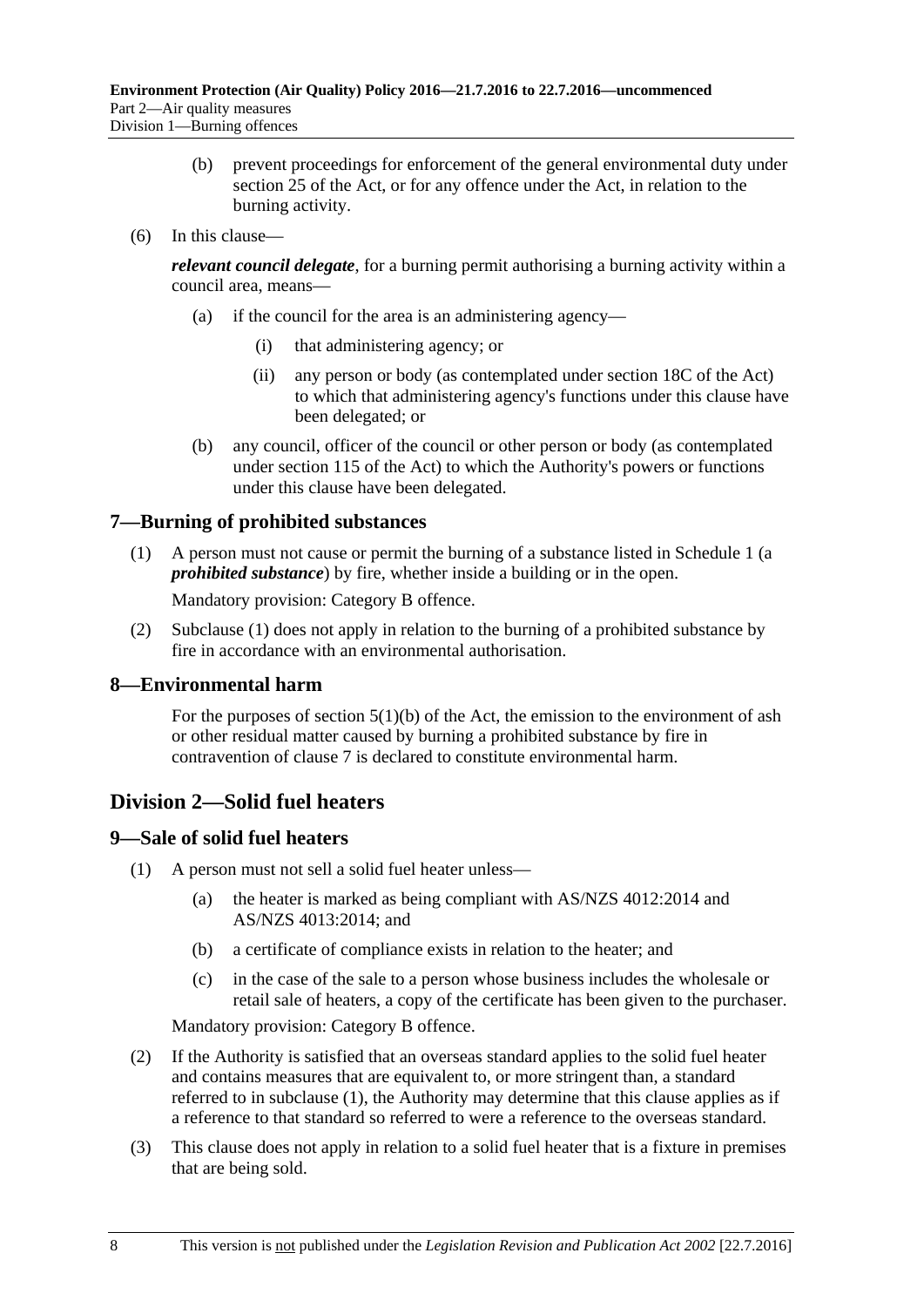(b) prevent proceedings for enforcement of the general environmental duty under section 25 of the Act, or for any offence under the Act, in relation to the burning activity.

(6) In this clause—

***relevant council delegate***, for a burning permit authorising a burning activity within a council area, means—

(a) if the council for the area is an administering agency—

(i) that administering agency; or

(ii) any person or body (as contemplated under section 18C of the Act) to which that administering agency's functions under this clause have been delegated; or

(b) any council, officer of the council or other person or body (as contemplated under section 115 of the Act) to which the Authority's powers or functions under this clause have been delegated.

## 7—Burning of prohibited substances

(1) A person must not cause or permit the burning of a substance listed in Schedule 1 (a ***prohibited substance***) by fire, whether inside a building or in the open.

Mandatory provision: Category B offence.

(2) Subclause (1) does not apply in relation to the burning of a prohibited substance by fire in accordance with an environmental authorisation.

## 8—Environmental harm

For the purposes of section 5(1)(b) of the Act, the emission to the environment of ash or other residual matter caused by burning a prohibited substance by fire in contravention of clause 7 is declared to constitute environmental harm.

# Division 2—Solid fuel heaters

## 9—Sale of solid fuel heaters

(1) A person must not sell a solid fuel heater unless—

(a) the heater is marked as being compliant with AS/NZS 4012:2014 and AS/NZS 4013:2014; and

(b) a certificate of compliance exists in relation to the heater; and

(c) in the case of the sale to a person whose business includes the wholesale or retail sale of heaters, a copy of the certificate has been given to the purchaser.

Mandatory provision: Category B offence.

(2) If the Authority is satisfied that an overseas standard applies to the solid fuel heater and contains measures that are equivalent to, or more stringent than, a standard referred to in subclause (1), the Authority may determine that this clause applies as if a reference to that standard so referred to were a reference to the overseas standard.

(3) This clause does not apply in relation to a solid fuel heater that is a fixture in premises that are being sold.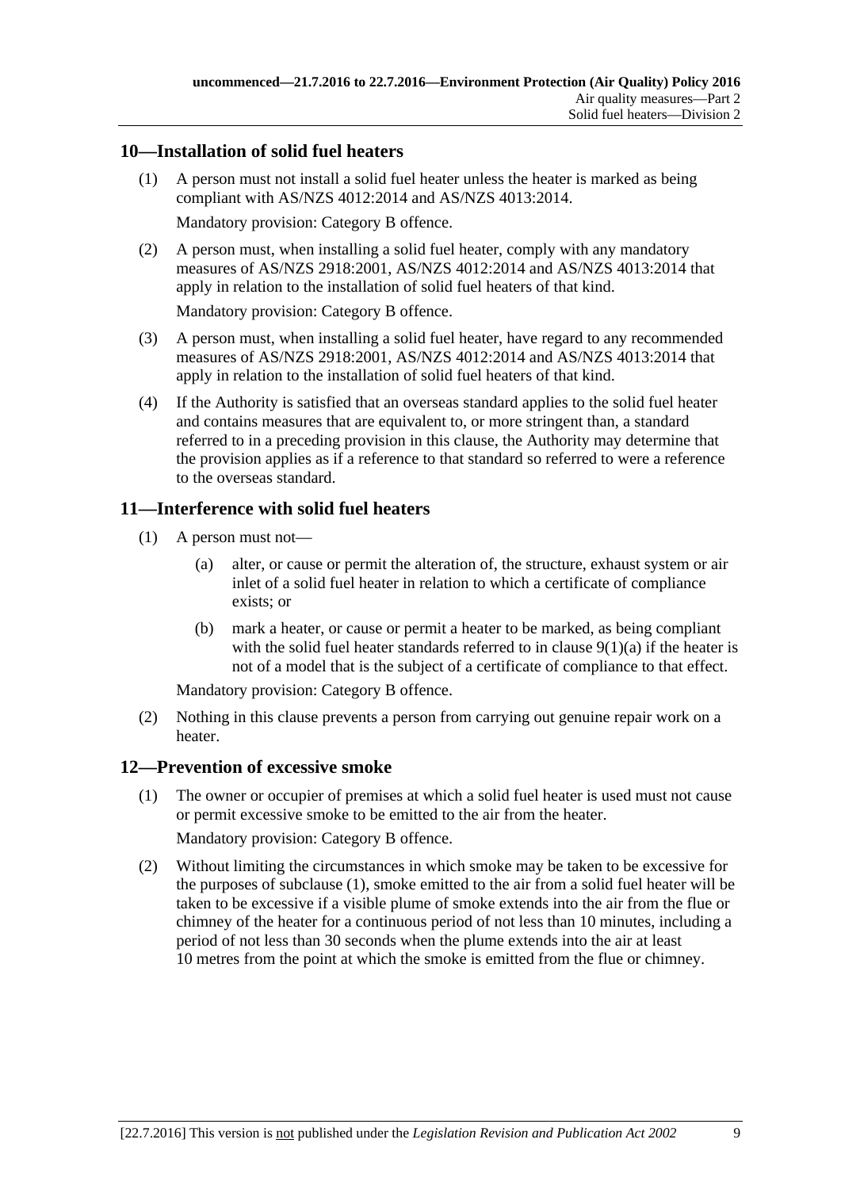## 10—Installation of solid fuel heaters

(1) A person must not install a solid fuel heater unless the heater is marked as being compliant with AS/NZS 4012:2014 and AS/NZS 4013:2014.

Mandatory provision: Category B offence.

(2) A person must, when installing a solid fuel heater, comply with any mandatory measures of AS/NZS 2918:2001, AS/NZS 4012:2014 and AS/NZS 4013:2014 that apply in relation to the installation of solid fuel heaters of that kind.

Mandatory provision: Category B offence.

(3) A person must, when installing a solid fuel heater, have regard to any recommended measures of AS/NZS 2918:2001, AS/NZS 4012:2014 and AS/NZS 4013:2014 that apply in relation to the installation of solid fuel heaters of that kind.

(4) If the Authority is satisfied that an overseas standard applies to the solid fuel heater and contains measures that are equivalent to, or more stringent than, a standard referred to in a preceding provision in this clause, the Authority may determine that the provision applies as if a reference to that standard so referred to were a reference to the overseas standard.

## 11—Interference with solid fuel heaters

(1) A person must not—

(a) alter, or cause or permit the alteration of, the structure, exhaust system or air inlet of a solid fuel heater in relation to which a certificate of compliance exists; or

(b) mark a heater, or cause or permit a heater to be marked, as being compliant with the solid fuel heater standards referred to in clause 9(1)(a) if the heater is not of a model that is the subject of a certificate of compliance to that effect.

Mandatory provision: Category B offence.

(2) Nothing in this clause prevents a person from carrying out genuine repair work on a heater.

## 12—Prevention of excessive smoke

(1) The owner or occupier of premises at which a solid fuel heater is used must not cause or permit excessive smoke to be emitted to the air from the heater.

Mandatory provision: Category B offence.

(2) Without limiting the circumstances in which smoke may be taken to be excessive for the purposes of subclause (1), smoke emitted to the air from a solid fuel heater will be taken to be excessive if a visible plume of smoke extends into the air from the flue or chimney of the heater for a continuous period of not less than 10 minutes, including a period of not less than 30 seconds when the plume extends into the air at least 10 metres from the point at which the smoke is emitted from the flue or chimney.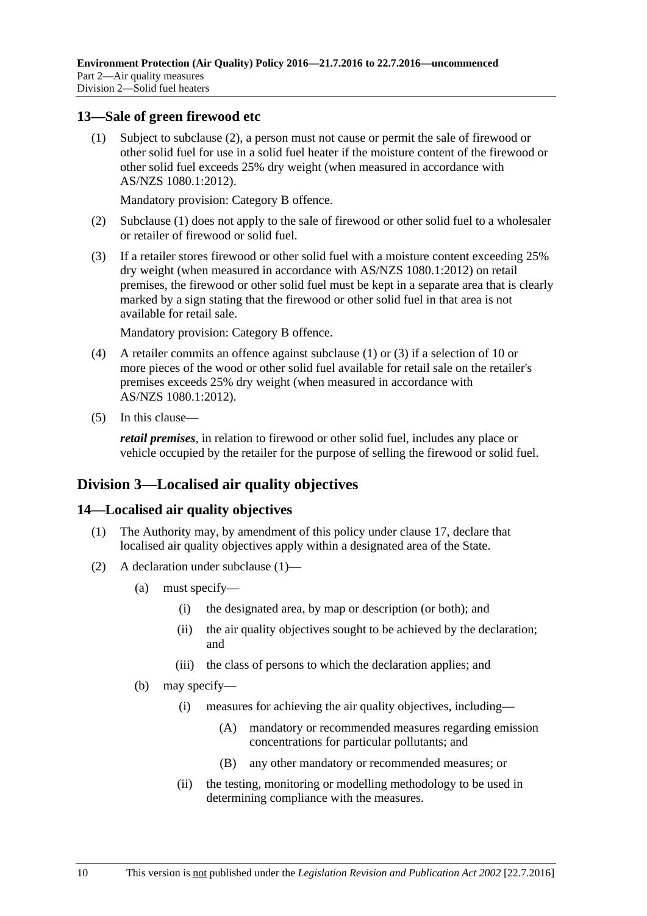## 13—Sale of green firewood etc

(1) Subject to subclause (2), a person must not cause or permit the sale of firewood or other solid fuel for use in a solid fuel heater if the moisture content of the firewood or other solid fuel exceeds 25% dry weight (when measured in accordance with AS/NZS 1080.1:2012).

Mandatory provision: Category B offence.

(2) Subclause (1) does not apply to the sale of firewood or other solid fuel to a wholesaler or retailer of firewood or solid fuel.

(3) If a retailer stores firewood or other solid fuel with a moisture content exceeding 25% dry weight (when measured in accordance with AS/NZS 1080.1:2012) on retail premises, the firewood or other solid fuel must be kept in a separate area that is clearly marked by a sign stating that the firewood or other solid fuel in that area is not available for retail sale.

Mandatory provision: Category B offence.

(4) A retailer commits an offence against subclause (1) or (3) if a selection of 10 or more pieces of the wood or other solid fuel available for retail sale on the retailer's premises exceeds 25% dry weight (when measured in accordance with AS/NZS 1080.1:2012).

(5) In this clause—

***retail premises***, in relation to firewood or other solid fuel, includes any place or vehicle occupied by the retailer for the purpose of selling the firewood or solid fuel.

# Division 3—Localised air quality objectives

## 14—Localised air quality objectives

(1) The Authority may, by amendment of this policy under clause 17, declare that localised air quality objectives apply within a designated area of the State.

(2) A declaration under subclause (1)—

- (a) must specify—
  - (i) the designated area, by map or description (or both); and
  - (ii) the air quality objectives sought to be achieved by the declaration; and
  - (iii) the class of persons to which the declaration applies; and
- (b) may specify—
  - (i) measures for achieving the air quality objectives, including—
    - (A) mandatory or recommended measures regarding emission concentrations for particular pollutants; and
    - (B) any other mandatory or recommended measures; or
  - (ii) the testing, monitoring or modelling methodology to be used in determining compliance with the measures.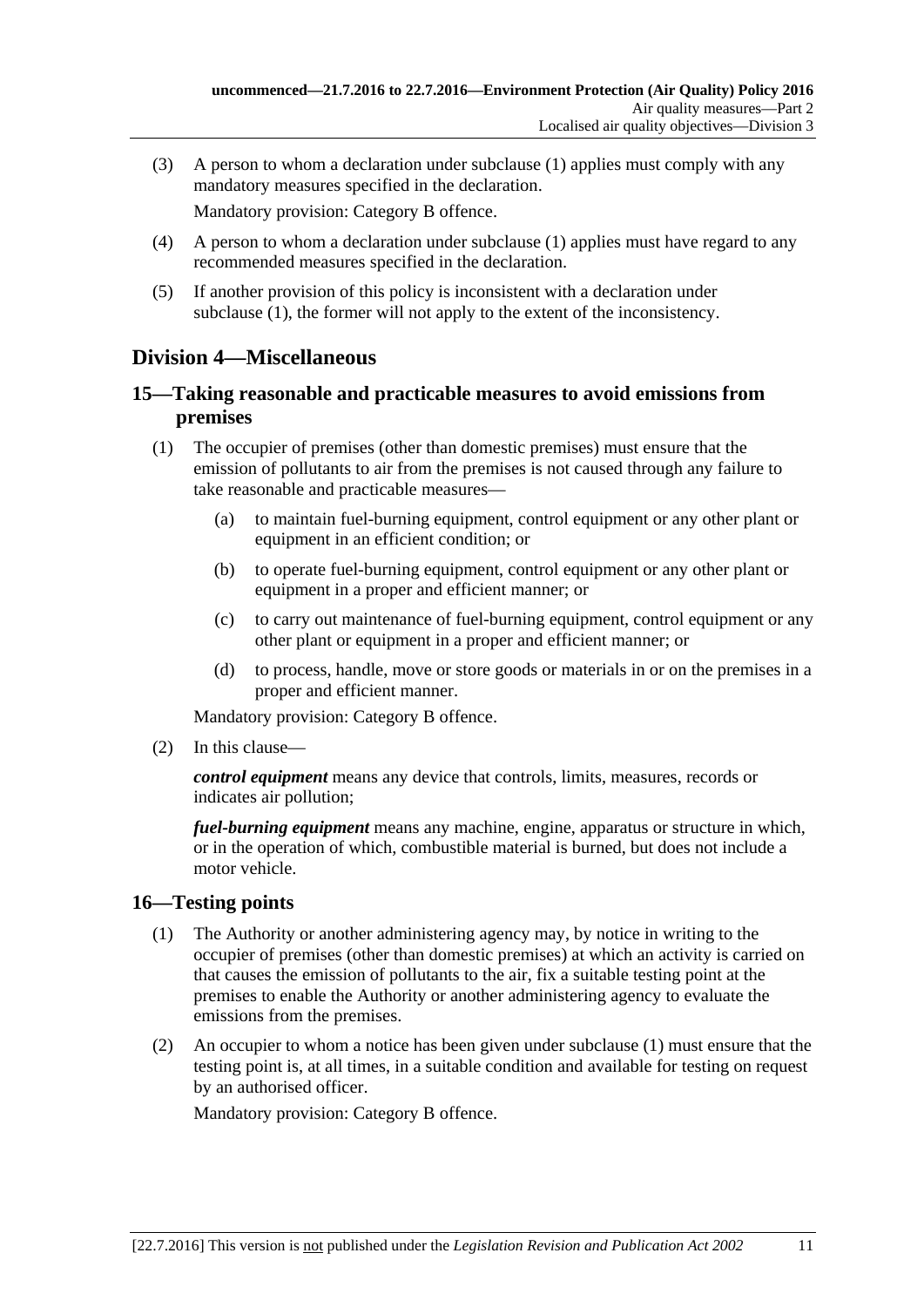(3) A person to whom a declaration under subclause (1) applies must comply with any mandatory measures specified in the declaration.

Mandatory provision: Category B offence.

(4) A person to whom a declaration under subclause (1) applies must have regard to any recommended measures specified in the declaration.

(5) If another provision of this policy is inconsistent with a declaration under subclause (1), the former will not apply to the extent of the inconsistency.

## Division 4—Miscellaneous

### 15—Taking reasonable and practicable measures to avoid emissions from premises

(1) The occupier of premises (other than domestic premises) must ensure that the emission of pollutants to air from the premises is not caused through any failure to take reasonable and practicable measures—

- (a) to maintain fuel-burning equipment, control equipment or any other plant or equipment in an efficient condition; or
- (b) to operate fuel-burning equipment, control equipment or any other plant or equipment in a proper and efficient manner; or
- (c) to carry out maintenance of fuel-burning equipment, control equipment or any other plant or equipment in a proper and efficient manner; or
- (d) to process, handle, move or store goods or materials in or on the premises in a proper and efficient manner.

Mandatory provision: Category B offence.

(2) In this clause—

***control equipment*** means any device that controls, limits, measures, records or indicates air pollution;

***fuel-burning equipment*** means any machine, engine, apparatus or structure in which, or in the operation of which, combustible material is burned, but does not include a motor vehicle.

### 16—Testing points

(1) The Authority or another administering agency may, by notice in writing to the occupier of premises (other than domestic premises) at which an activity is carried on that causes the emission of pollutants to the air, fix a suitable testing point at the premises to enable the Authority or another administering agency to evaluate the emissions from the premises.

(2) An occupier to whom a notice has been given under subclause (1) must ensure that the testing point is, at all times, in a suitable condition and available for testing on request by an authorised officer.

Mandatory provision: Category B offence.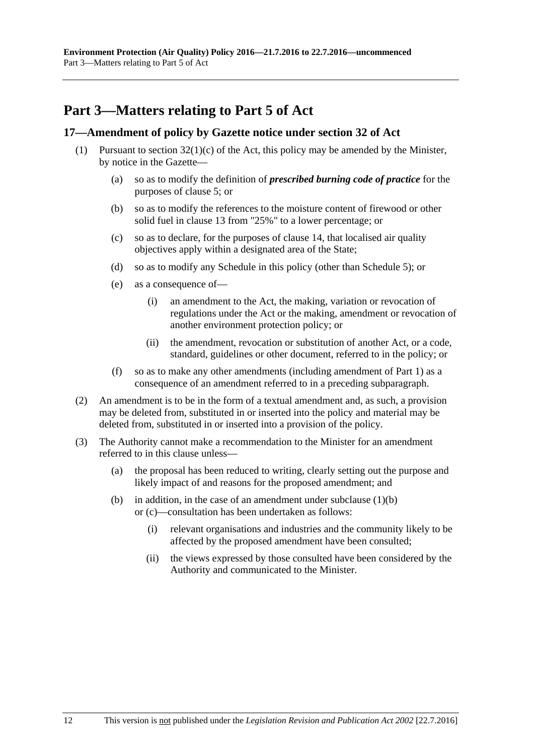# Part 3—Matters relating to Part 5 of Act

## 17—Amendment of policy by Gazette notice under section 32 of Act

(1) Pursuant to section 32(1)(c) of the Act, this policy may be amended by the Minister, by notice in the Gazette—

(a) so as to modify the definition of ***prescribed burning code of practice*** for the purposes of clause 5; or

(b) so as to modify the references to the moisture content of firewood or other solid fuel in clause 13 from "25%" to a lower percentage; or

(c) so as to declare, for the purposes of clause 14, that localised air quality objectives apply within a designated area of the State;

(d) so as to modify any Schedule in this policy (other than Schedule 5); or

(e) as a consequence of—

(i) an amendment to the Act, the making, variation or revocation of regulations under the Act or the making, amendment or revocation of another environment protection policy; or

(ii) the amendment, revocation or substitution of another Act, or a code, standard, guidelines or other document, referred to in the policy; or

(f) so as to make any other amendments (including amendment of Part 1) as a consequence of an amendment referred to in a preceding subparagraph.

(2) An amendment is to be in the form of a textual amendment and, as such, a provision may be deleted from, substituted in or inserted into the policy and material may be deleted from, substituted in or inserted into a provision of the policy.

(3) The Authority cannot make a recommendation to the Minister for an amendment referred to in this clause unless—

(a) the proposal has been reduced to writing, clearly setting out the purpose and likely impact of and reasons for the proposed amendment; and

(b) in addition, in the case of an amendment under subclause (1)(b) or (c)—consultation has been undertaken as follows:

(i) relevant organisations and industries and the community likely to be affected by the proposed amendment have been consulted;

(ii) the views expressed by those consulted have been considered by the Authority and communicated to the Minister.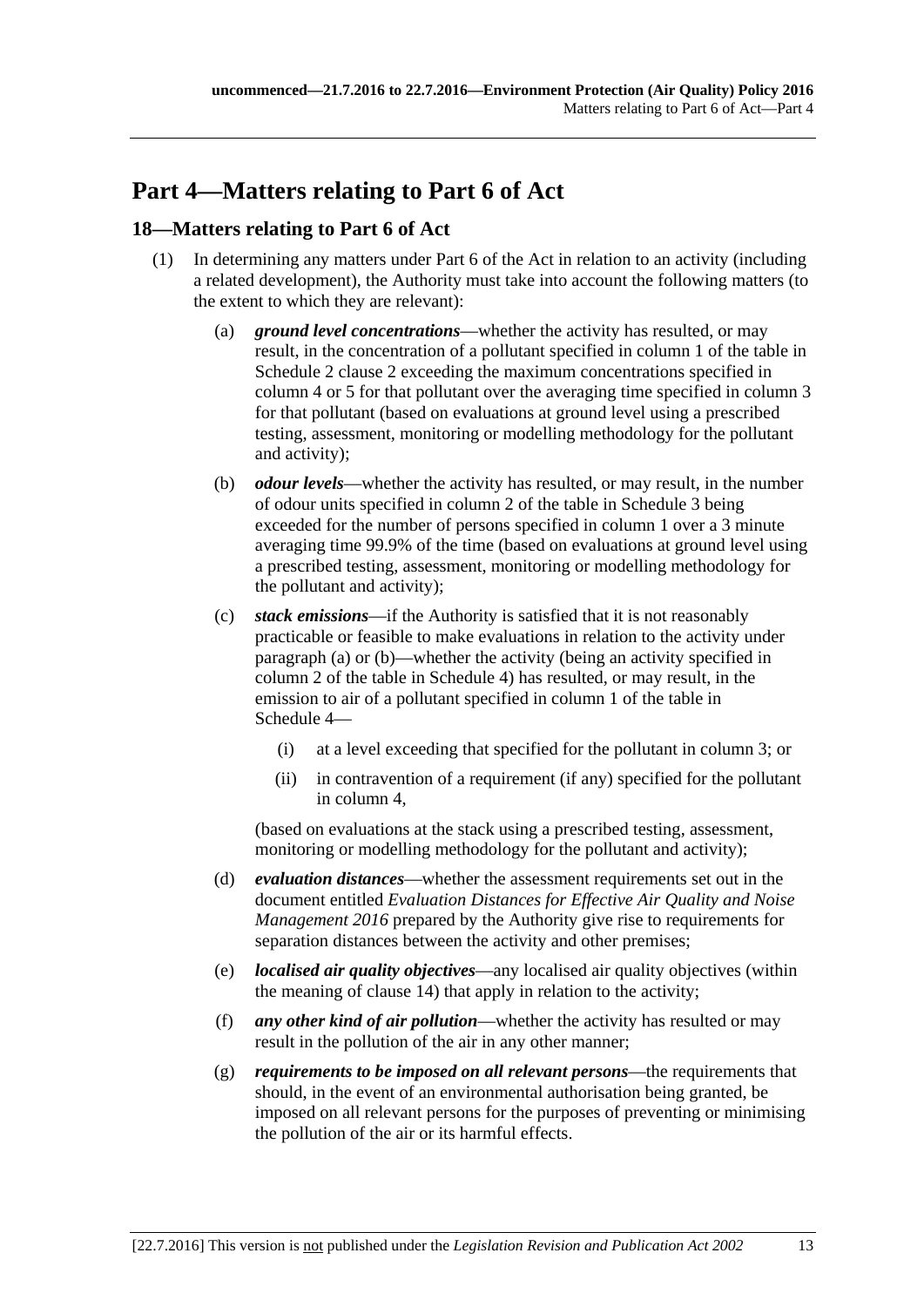# Part 4—Matters relating to Part 6 of Act

## 18—Matters relating to Part 6 of Act

(1) In determining any matters under Part 6 of the Act in relation to an activity (including a related development), the Authority must take into account the following matters (to the extent to which they are relevant):

(a) ***ground level concentrations***—whether the activity has resulted, or may result, in the concentration of a pollutant specified in column 1 of the table in Schedule 2 clause 2 exceeding the maximum concentrations specified in column 4 or 5 for that pollutant over the averaging time specified in column 3 for that pollutant (based on evaluations at ground level using a prescribed testing, assessment, monitoring or modelling methodology for the pollutant and activity);

(b) ***odour levels***—whether the activity has resulted, or may result, in the number of odour units specified in column 2 of the table in Schedule 3 being exceeded for the number of persons specified in column 1 over a 3 minute averaging time 99.9% of the time (based on evaluations at ground level using a prescribed testing, assessment, monitoring or modelling methodology for the pollutant and activity);

(c) ***stack emissions***—if the Authority is satisfied that it is not reasonably practicable or feasible to make evaluations in relation to the activity under paragraph (a) or (b)—whether the activity (being an activity specified in column 2 of the table in Schedule 4) has resulted, or may result, in the emission to air of a pollutant specified in column 1 of the table in Schedule 4—

(i) at a level exceeding that specified for the pollutant in column 3; or

(ii) in contravention of a requirement (if any) specified for the pollutant in column 4,

(based on evaluations at the stack using a prescribed testing, assessment, monitoring or modelling methodology for the pollutant and activity);

(d) ***evaluation distances***—whether the assessment requirements set out in the document entitled *Evaluation Distances for Effective Air Quality and Noise Management 2016* prepared by the Authority give rise to requirements for separation distances between the activity and other premises;

(e) ***localised air quality objectives***—any localised air quality objectives (within the meaning of clause 14) that apply in relation to the activity;

(f) ***any other kind of air pollution***—whether the activity has resulted or may result in the pollution of the air in any other manner;

(g) ***requirements to be imposed on all relevant persons***—the requirements that should, in the event of an environmental authorisation being granted, be imposed on all relevant persons for the purposes of preventing or minimising the pollution of the air or its harmful effects.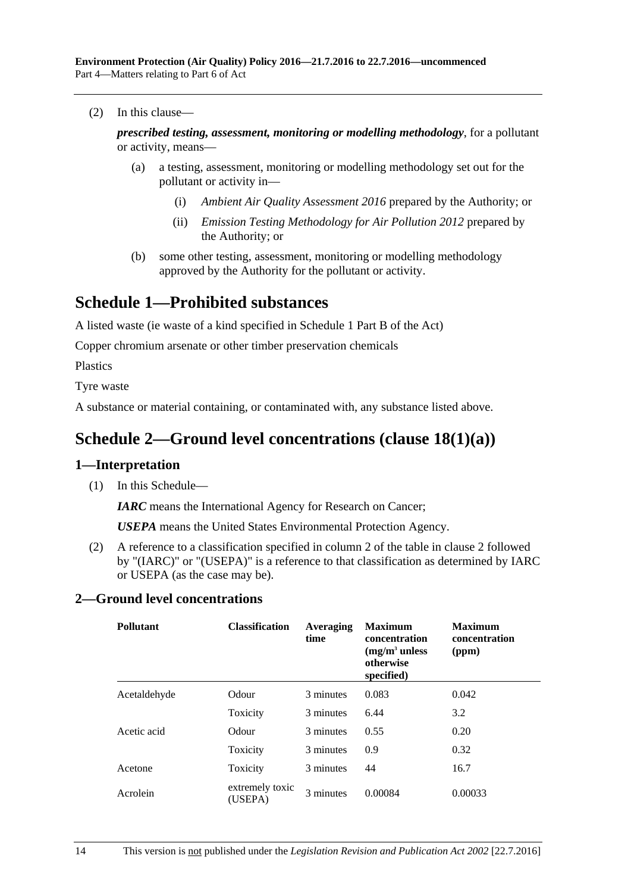(2) In this clause—

***prescribed testing, assessment, monitoring or modelling methodology***, for a pollutant or activity, means—

(a) a testing, assessment, monitoring or modelling methodology set out for the pollutant or activity in—

(i) *Ambient Air Quality Assessment 2016* prepared by the Authority; or

(ii) *Emission Testing Methodology for Air Pollution 2012* prepared by the Authority; or

(b) some other testing, assessment, monitoring or modelling methodology approved by the Authority for the pollutant or activity.

# Schedule 1—Prohibited substances

A listed waste (ie waste of a kind specified in Schedule 1 Part B of the Act)

Copper chromium arsenate or other timber preservation chemicals

Plastics

Tyre waste

A substance or material containing, or contaminated with, any substance listed above.

# Schedule 2—Ground level concentrations (clause 18(1)(a))

## 1—Interpretation

(1) In this Schedule—

***IARC*** means the International Agency for Research on Cancer;

***USEPA*** means the United States Environmental Protection Agency.

(2) A reference to a classification specified in column 2 of the table in clause 2 followed by "(IARC)" or "(USEPA)" is a reference to that classification as determined by IARC or USEPA (as the case may be).

## 2—Ground level concentrations

| Pollutant | Classification | Averaging time | Maximum concentration ($mg/m^3$ unless otherwise specified) | Maximum concentration (ppm) |
|---|---|---|---|---|
| Acetaldehyde | Odour | 3 minutes | 0.083 | 0.042 |
| | Toxicity | 3 minutes | 6.44 | 3.2 |
| Acetic acid | Odour | 3 minutes | 0.55 | 0.20 |
| | Toxicity | 3 minutes | 0.9 | 0.32 |
| Acetone | Toxicity | 3 minutes | 44 | 16.7 |
| Acrolein | extremely toxic (USEPA) | 3 minutes | 0.00084 | 0.00033 |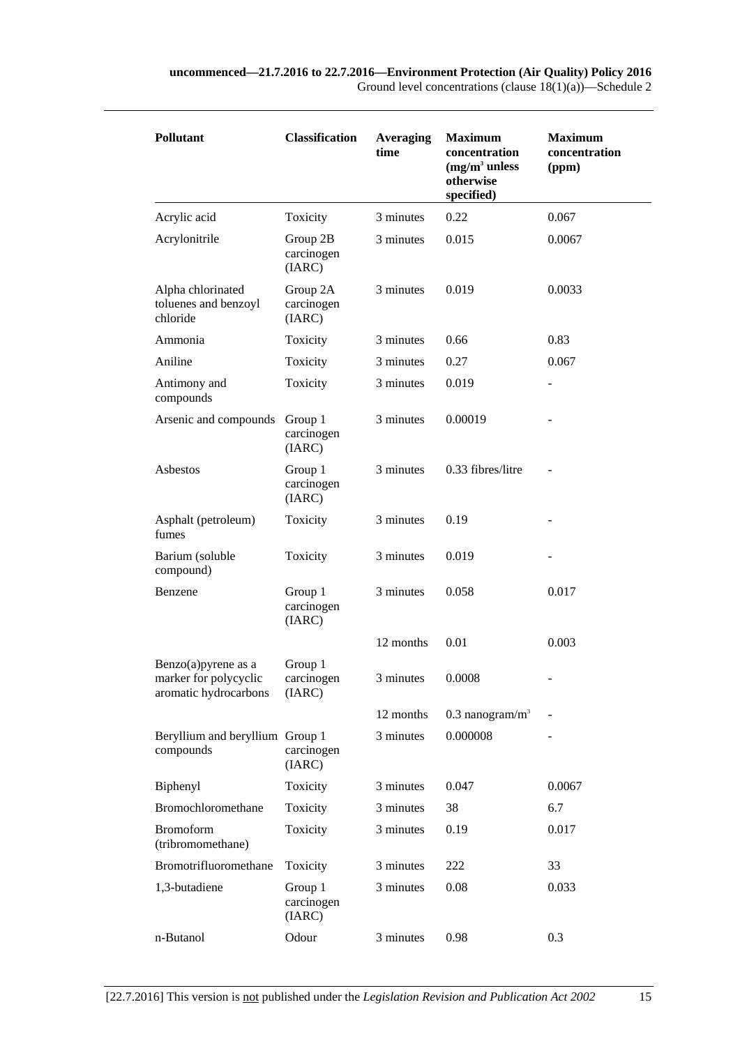| Pollutant | Classification | Averaging time | Maximum concentration ($mg/m^3$ unless otherwise specified) | Maximum concentration (ppm) |
|---|---|---|---|---|
| Acrylic acid | Toxicity | 3 minutes | 0.22 | 0.067 |
| Acrylonitrile | Group 2B carcinogen (IARC) | 3 minutes | 0.015 | 0.0067 |
| Alpha chlorinated toluenes and benzoyl chloride | Group 2A carcinogen (IARC) | 3 minutes | 0.019 | 0.0033 |
| Ammonia | Toxicity | 3 minutes | 0.66 | 0.83 |
| Aniline | Toxicity | 3 minutes | 0.27 | 0.067 |
| Antimony and compounds | Toxicity | 3 minutes | 0.019 | - |
| Arsenic and compounds | Group 1 carcinogen (IARC) | 3 minutes | 0.00019 | - |
| Asbestos | Group 1 carcinogen (IARC) | 3 minutes | 0.33 fibres/litre | - |
| Asphalt (petroleum) fumes | Toxicity | 3 minutes | 0.19 | - |
| Barium (soluble compound) | Toxicity | 3 minutes | 0.019 | - |
| Benzene | Group 1 carcinogen (IARC) | 3 minutes | 0.058 | 0.017 |
| | | 12 months | 0.01 | 0.003 |
| Benzo(a)pyrene as a marker for polycyclic aromatic hydrocarbons | Group 1 carcinogen (IARC) | 3 minutes | 0.0008 | - |
| | | 12 months | 0.3 $nanogram/m^3$ | - |
| Beryllium and beryllium compounds | Group 1 carcinogen (IARC) | 3 minutes | 0.000008 | - |
| Biphenyl | Toxicity | 3 minutes | 0.047 | 0.0067 |
| Bromochloromethane | Toxicity | 3 minutes | 38 | 6.7 |
| Bromoform (tribromomethane) | Toxicity | 3 minutes | 0.19 | 0.017 |
| Bromotrifluoromethane | Toxicity | 3 minutes | 222 | 33 |
| 1,3-butadiene | Group 1 carcinogen (IARC) | 3 minutes | 0.08 | 0.033 |
| n-Butanol | Odour | 3 minutes | 0.98 | 0.3 |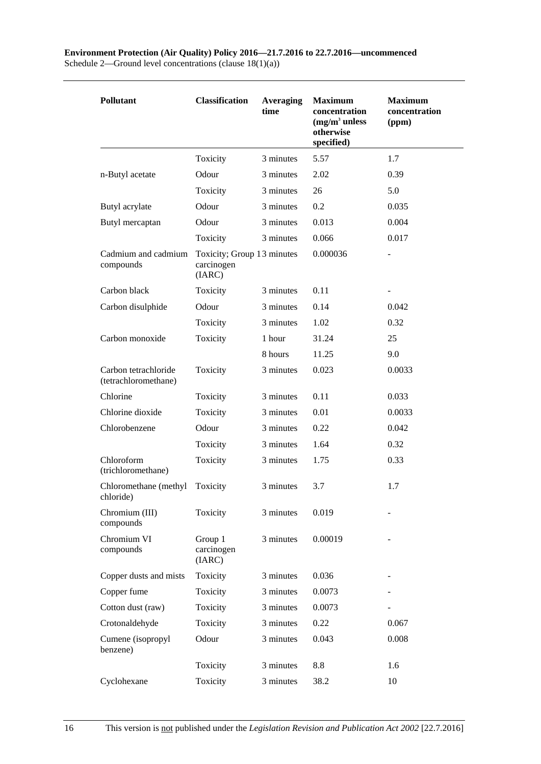| Pollutant | Classification | Averaging time | Maximum concentration ($mg/m^3$ unless otherwise specified) | Maximum concentration (ppm) |
|---|---|---|---|---|
| | Toxicity | 3 minutes | 5.57 | 1.7 |
| n-Butyl acetate | Odour | 3 minutes | 2.02 | 0.39 |
| | Toxicity | 3 minutes | 26 | 5.0 |
| Butyl acrylate | Odour | 3 minutes | 0.2 | 0.035 |
| Butyl mercaptan | Odour | 3 minutes | 0.013 | 0.004 |
| | Toxicity | 3 minutes | 0.066 | 0.017 |
| Cadmium and cadmium compounds | Toxicity; Group 1 carcinogen (IARC) | 3 minutes | 0.000036 | - |
| Carbon black | Toxicity | 3 minutes | 0.11 | - |
| Carbon disulphide | Odour | 3 minutes | 0.14 | 0.042 |
| | Toxicity | 3 minutes | 1.02 | 0.32 |
| Carbon monoxide | Toxicity | 1 hour | 31.24 | 25 |
| | | 8 hours | 11.25 | 9.0 |
| Carbon tetrachloride (tetrachloromethane) | Toxicity | 3 minutes | 0.023 | 0.0033 |
| Chlorine | Toxicity | 3 minutes | 0.11 | 0.033 |
| Chlorine dioxide | Toxicity | 3 minutes | 0.01 | 0.0033 |
| Chlorobenzene | Odour | 3 minutes | 0.22 | 0.042 |
| | Toxicity | 3 minutes | 1.64 | 0.32 |
| Chloroform (trichloromethane) | Toxicity | 3 minutes | 1.75 | 0.33 |
| Chloromethane (methyl chloride) | Toxicity | 3 minutes | 3.7 | 1.7 |
| Chromium (III) compounds | Toxicity | 3 minutes | 0.019 | - |
| Chromium VI compounds | Group 1 carcinogen (IARC) | 3 minutes | 0.00019 | - |
| Copper dusts and mists | Toxicity | 3 minutes | 0.036 | - |
| Copper fume | Toxicity | 3 minutes | 0.0073 | - |
| Cotton dust (raw) | Toxicity | 3 minutes | 0.0073 | - |
| Crotonaldehyde | Toxicity | 3 minutes | 0.22 | 0.067 |
| Cumene (isopropyl benzene) | Odour | 3 minutes | 0.043 | 0.008 |
| | Toxicity | 3 minutes | 8.8 | 1.6 |
| Cyclohexane | Toxicity | 3 minutes | 38.2 | 10 |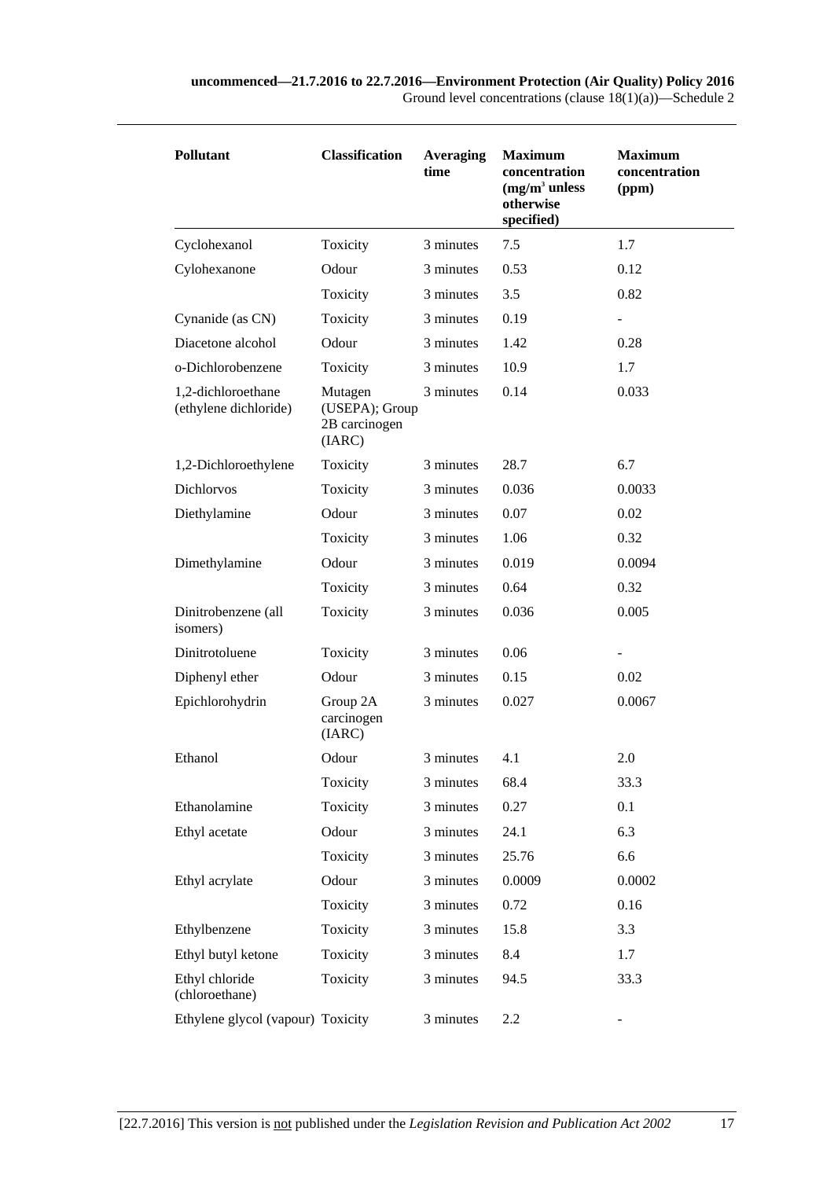| Pollutant | Classification | Averaging time | Maximum concentration ($mg/m^3$ unless otherwise specified) | Maximum concentration (ppm) |
|---|---|---|---|---|
| Cyclohexanol | Toxicity | 3 minutes | 7.5 | 1.7 |
| Cylohexanone | Odour | 3 minutes | 0.53 | 0.12 |
| | Toxicity | 3 minutes | 3.5 | 0.82 |
| Cynanide (as CN) | Toxicity | 3 minutes | 0.19 | - |
| Diacetone alcohol | Odour | 3 minutes | 1.42 | 0.28 |
| o-Dichlorobenzene | Toxicity | 3 minutes | 10.9 | 1.7 |
| 1,2-dichloroethane (ethylene dichloride) | Mutagen (USEPA); Group 2B carcinogen (IARC) | 3 minutes | 0.14 | 0.033 |
| 1,2-Dichloroethylene | Toxicity | 3 minutes | 28.7 | 6.7 |
| Dichlorvos | Toxicity | 3 minutes | 0.036 | 0.0033 |
| Diethylamine | Odour | 3 minutes | 0.07 | 0.02 |
| | Toxicity | 3 minutes | 1.06 | 0.32 |
| Dimethylamine | Odour | 3 minutes | 0.019 | 0.0094 |
| | Toxicity | 3 minutes | 0.64 | 0.32 |
| Dinitrobenzene (all isomers) | Toxicity | 3 minutes | 0.036 | 0.005 |
| Dinitrotoluene | Toxicity | 3 minutes | 0.06 | - |
| Diphenyl ether | Odour | 3 minutes | 0.15 | 0.02 |
| Epichlorohydrin | Group 2A carcinogen (IARC) | 3 minutes | 0.027 | 0.0067 |
| Ethanol | Odour | 3 minutes | 4.1 | 2.0 |
| | Toxicity | 3 minutes | 68.4 | 33.3 |
| Ethanolamine | Toxicity | 3 minutes | 0.27 | 0.1 |
| Ethyl acetate | Odour | 3 minutes | 24.1 | 6.3 |
| | Toxicity | 3 minutes | 25.76 | 6.6 |
| Ethyl acrylate | Odour | 3 minutes | 0.0009 | 0.0002 |
| | Toxicity | 3 minutes | 0.72 | 0.16 |
| Ethylbenzene | Toxicity | 3 minutes | 15.8 | 3.3 |
| Ethyl butyl ketone | Toxicity | 3 minutes | 8.4 | 1.7 |
| Ethyl chloride (chloroethane) | Toxicity | 3 minutes | 94.5 | 33.3 |
| Ethylene glycol (vapour) | Toxicity | 3 minutes | 2.2 | - |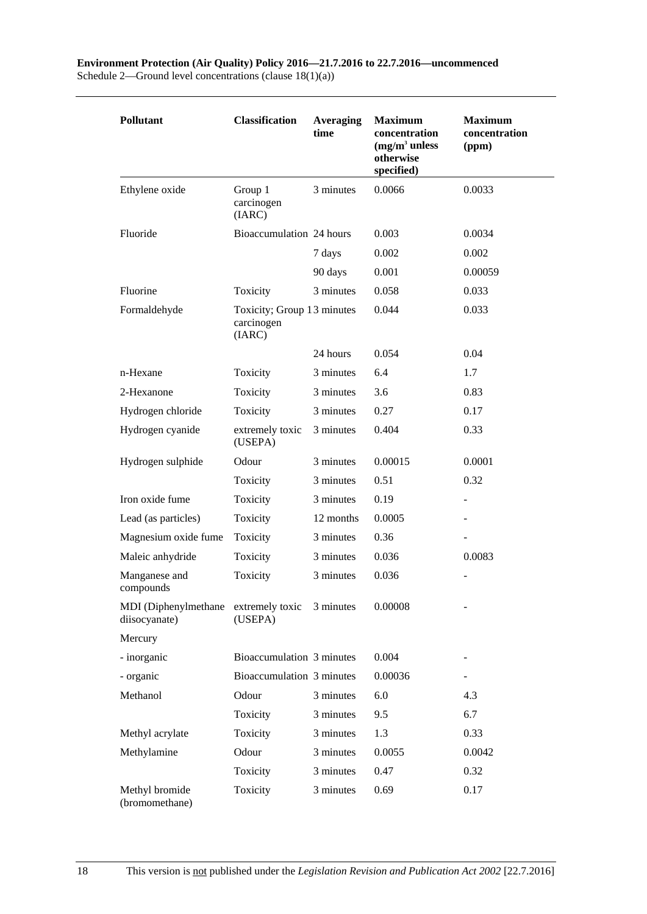| Pollutant | Classification | Averaging time | Maximum concentration ($mg/m^3$ unless otherwise specified) | Maximum concentration (ppm) |
|---|---|---|---|---|
| Ethylene oxide | Group 1 carcinogen (IARC) | 3 minutes | 0.0066 | 0.0033 |
| Fluoride | Bioaccumulation | 24 hours | 0.003 | 0.0034 |
| | | 7 days | 0.002 | 0.002 |
| | | 90 days | 0.001 | 0.00059 |
| Fluorine | Toxicity | 3 minutes | 0.058 | 0.033 |
| Formaldehyde | Toxicity; Group 1 carcinogen (IARC) | 3 minutes | 0.044 | 0.033 |
| | | 24 hours | 0.054 | 0.04 |
| n-Hexane | Toxicity | 3 minutes | 6.4 | 1.7 |
| 2-Hexanone | Toxicity | 3 minutes | 3.6 | 0.83 |
| Hydrogen chloride | Toxicity | 3 minutes | 0.27 | 0.17 |
| Hydrogen cyanide | extremely toxic (USEPA) | 3 minutes | 0.404 | 0.33 |
| Hydrogen sulphide | Odour | 3 minutes | 0.00015 | 0.0001 |
| | Toxicity | 3 minutes | 0.51 | 0.32 |
| Iron oxide fume | Toxicity | 3 minutes | 0.19 | - |
| Lead (as particles) | Toxicity | 12 months | 0.0005 | - |
| Magnesium oxide fume | Toxicity | 3 minutes | 0.36 | - |
| Maleic anhydride | Toxicity | 3 minutes | 0.036 | 0.0083 |
| Manganese and compounds | Toxicity | 3 minutes | 0.036 | - |
| MDI (Diphenylmethane diisocyanate) | extremely toxic (USEPA) | 3 minutes | 0.00008 | - |
| Mercury | | | | |
| - inorganic | Bioaccumulation | 3 minutes | 0.004 | - |
| - organic | Bioaccumulation | 3 minutes | 0.00036 | - |
| Methanol | Odour | 3 minutes | 6.0 | 4.3 |
| | Toxicity | 3 minutes | 9.5 | 6.7 |
| Methyl acrylate | Toxicity | 3 minutes | 1.3 | 0.33 |
| Methylamine | Odour | 3 minutes | 0.0055 | 0.0042 |
| | Toxicity | 3 minutes | 0.47 | 0.32 |
| Methyl bromide (bromomethane) | Toxicity | 3 minutes | 0.69 | 0.17 |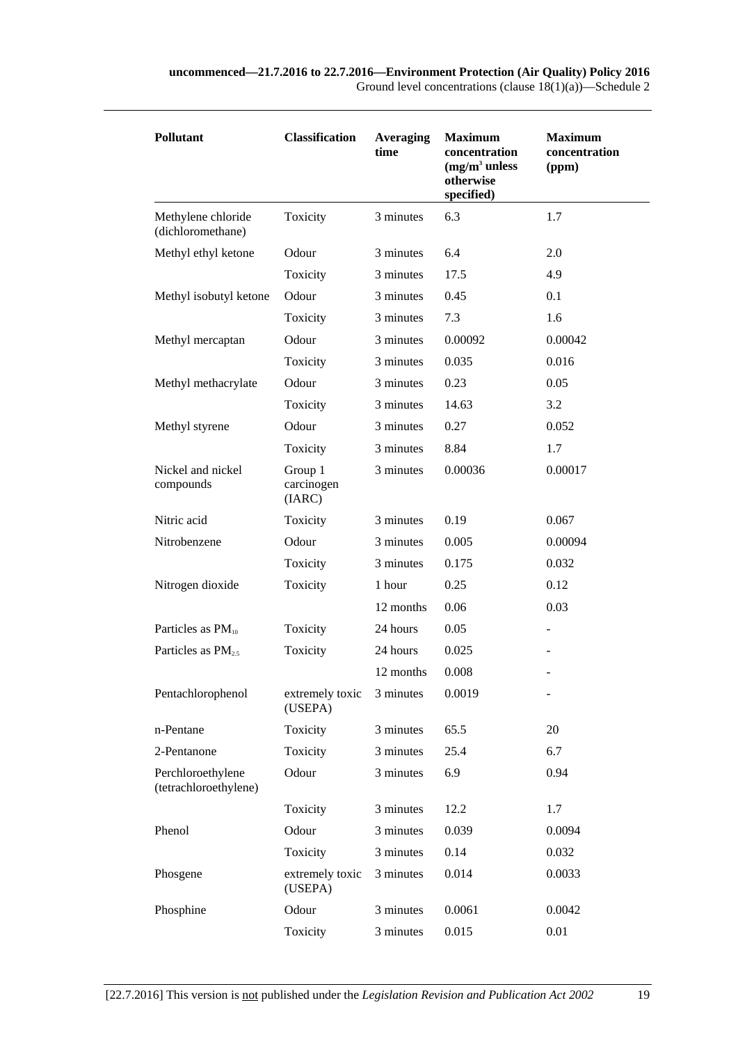| Pollutant | Classification | Averaging time | Maximum concentration ($mg/m^3$ unless otherwise specified) | Maximum concentration (ppm) |
|---|---|---|---|---|
| Methylene chloride (dichloromethane) | Toxicity | 3 minutes | 6.3 | 1.7 |
| Methyl ethyl ketone | Odour | 3 minutes | 6.4 | 2.0 |
| | Toxicity | 3 minutes | 17.5 | 4.9 |
| Methyl isobutyl ketone | Odour | 3 minutes | 0.45 | 0.1 |
| | Toxicity | 3 minutes | 7.3 | 1.6 |
| Methyl mercaptan | Odour | 3 minutes | 0.00092 | 0.00042 |
| | Toxicity | 3 minutes | 0.035 | 0.016 |
| Methyl methacrylate | Odour | 3 minutes | 0.23 | 0.05 |
| | Toxicity | 3 minutes | 14.63 | 3.2 |
| Methyl styrene | Odour | 3 minutes | 0.27 | 0.052 |
| | Toxicity | 3 minutes | 8.84 | 1.7 |
| Nickel and nickel compounds | Group 1 carcinogen (IARC) | 3 minutes | 0.00036 | 0.00017 |
| Nitric acid | Toxicity | 3 minutes | 0.19 | 0.067 |
| Nitrobenzene | Odour | 3 minutes | 0.005 | 0.00094 |
| | Toxicity | 3 minutes | 0.175 | 0.032 |
| Nitrogen dioxide | Toxicity | 1 hour | 0.25 | 0.12 |
| | | 12 months | 0.06 | 0.03 |
| Particles as $PM_{10}$ | Toxicity | 24 hours | 0.05 | - |
| Particles as $PM_{2.5}$ | Toxicity | 24 hours | 0.025 | - |
| | | 12 months | 0.008 | - |
| Pentachlorophenol | extremely toxic (USEPA) | 3 minutes | 0.0019 | - |
| n-Pentane | Toxicity | 3 minutes | 65.5 | 20 |
| 2-Pentanone | Toxicity | 3 minutes | 25.4 | 6.7 |
| Perchloroethylene (tetrachloroethylene) | Odour | 3 minutes | 6.9 | 0.94 |
| | Toxicity | 3 minutes | 12.2 | 1.7 |
| Phenol | Odour | 3 minutes | 0.039 | 0.0094 |
| | Toxicity | 3 minutes | 0.14 | 0.032 |
| Phosgene | extremely toxic (USEPA) | 3 minutes | 0.014 | 0.0033 |
| Phosphine | Odour | 3 minutes | 0.0061 | 0.0042 |
| | Toxicity | 3 minutes | 0.015 | 0.01 |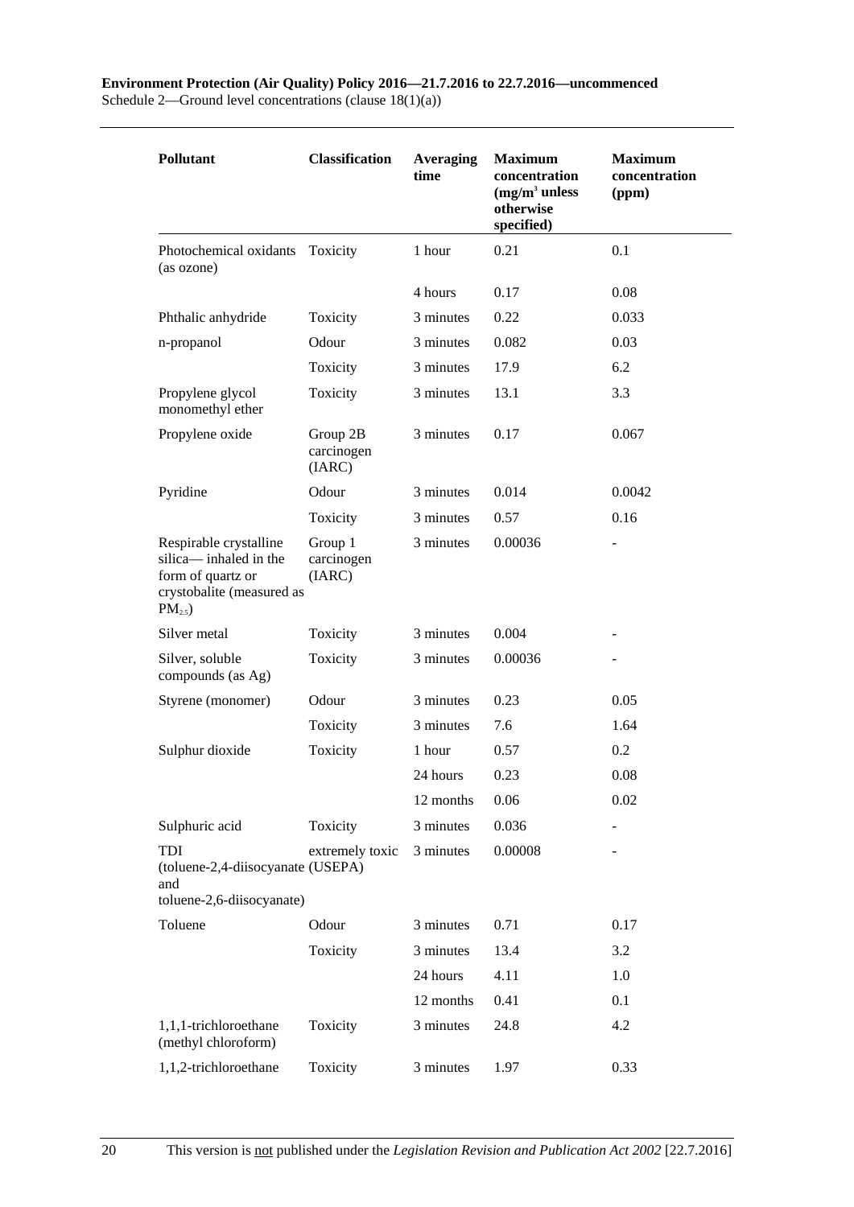| Pollutant | Classification | Averaging time | Maximum concentration ($mg/m^3$ unless otherwise specified) | Maximum concentration (ppm) |
|---|---|---|---|---|
| Photochemical oxidants (as ozone) | Toxicity | 1 hour | 0.21 | 0.1 |
| | | 4 hours | 0.17 | 0.08 |
| Phthalic anhydride | Toxicity | 3 minutes | 0.22 | 0.033 |
| n-propanol | Odour | 3 minutes | 0.082 | 0.03 |
| | Toxicity | 3 minutes | 17.9 | 6.2 |
| Propylene glycol monomethyl ether | Toxicity | 3 minutes | 13.1 | 3.3 |
| Propylene oxide | Group 2B carcinogen (IARC) | 3 minutes | 0.17 | 0.067 |
| Pyridine | Odour | 3 minutes | 0.014 | 0.0042 |
| | Toxicity | 3 minutes | 0.57 | 0.16 |
| Respirable crystalline silica— inhaled in the form of quartz or crystobalite (measured as $PM_{2.5}$) | Group 1 carcinogen (IARC) | 3 minutes | 0.00036 | - |
| Silver metal | Toxicity | 3 minutes | 0.004 | - |
| Silver, soluble compounds (as Ag) | Toxicity | 3 minutes | 0.00036 | - |
| Styrene (monomer) | Odour | 3 minutes | 0.23 | 0.05 |
| | Toxicity | 3 minutes | 7.6 | 1.64 |
| Sulphur dioxide | Toxicity | 1 hour | 0.57 | 0.2 |
| | | 24 hours | 0.23 | 0.08 |
| | | 12 months | 0.06 | 0.02 |
| Sulphuric acid | Toxicity | 3 minutes | 0.036 | - |
| TDI (toluene-2,4-diisocyanate and toluene-2,6-diisocyanate) | extremely toxic (USEPA) | 3 minutes | 0.00008 | - |
| Toluene | Odour | 3 minutes | 0.71 | 0.17 |
| | Toxicity | 3 minutes | 13.4 | 3.2 |
| | | 24 hours | 4.11 | 1.0 |
| | | 12 months | 0.41 | 0.1 |
| 1,1,1-trichloroethane (methyl chloroform) | Toxicity | 3 minutes | 24.8 | 4.2 |
| 1,1,2-trichloroethane | Toxicity | 3 minutes | 1.97 | 0.33 |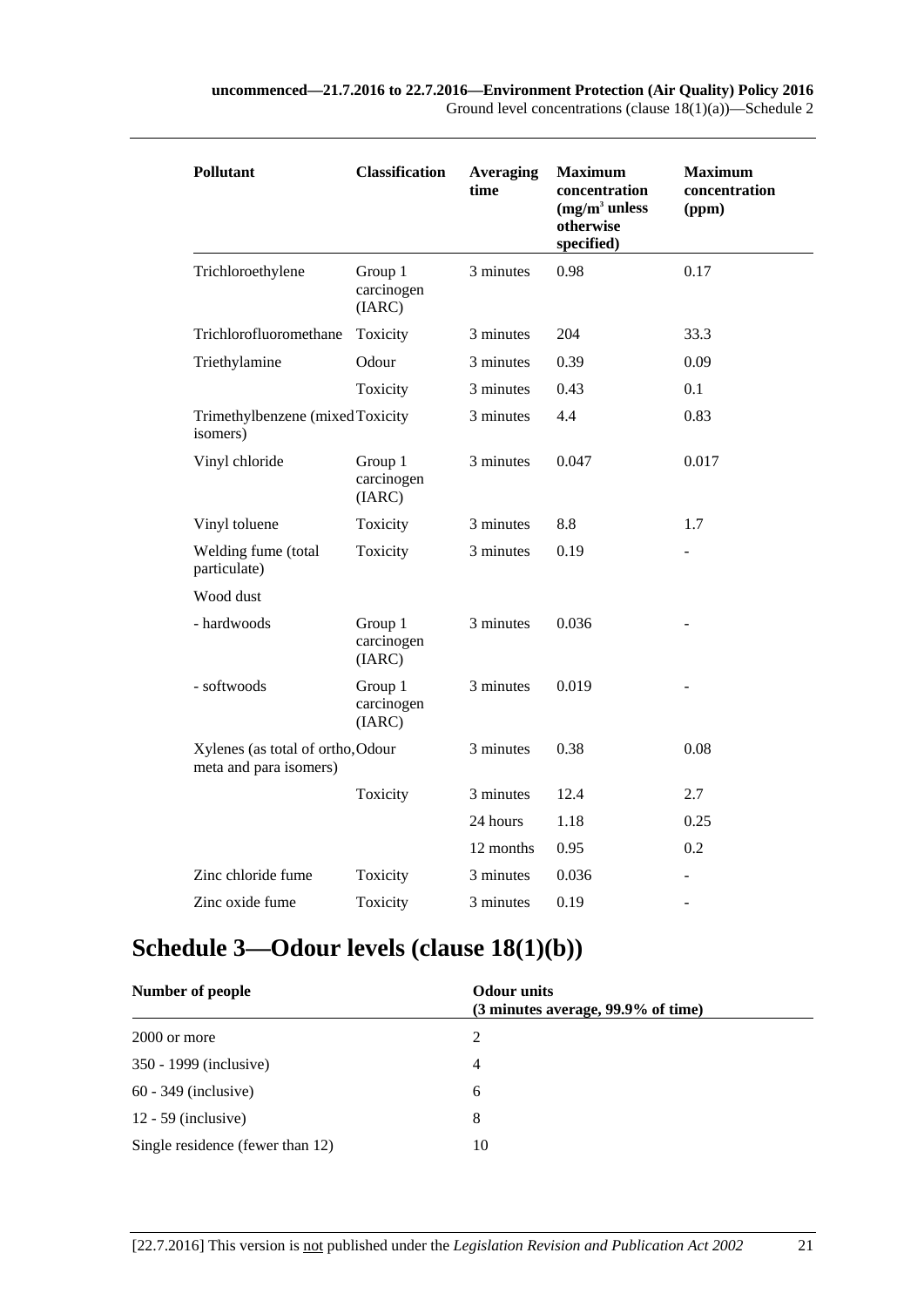| Pollutant | Classification | Averaging time | Maximum concentration ($mg/m^3$ unless otherwise specified) | Maximum concentration (ppm) |
|---|---|---|---|---|
| Trichloroethylene | Group 1 carcinogen (IARC) | 3 minutes | 0.98 | 0.17 |
| Trichlorofluoromethane | Toxicity | 3 minutes | 204 | 33.3 |
| Triethylamine | Odour | 3 minutes | 0.39 | 0.09 |
| | Toxicity | 3 minutes | 0.43 | 0.1 |
| Trimethylbenzene (mixed isomers) | Toxicity | 3 minutes | 4.4 | 0.83 |
| Vinyl chloride | Group 1 carcinogen (IARC) | 3 minutes | 0.047 | 0.017 |
| Vinyl toluene | Toxicity | 3 minutes | 8.8 | 1.7 |
| Welding fume (total particulate) | Toxicity | 3 minutes | 0.19 | - |
| Wood dust | | | | |
| - hardwoods | Group 1 carcinogen (IARC) | 3 minutes | 0.036 | - |
| - softwoods | Group 1 carcinogen (IARC) | 3 minutes | 0.019 | - |
| Xylenes (as total of ortho, meta and para isomers) | Odour | 3 minutes | 0.38 | 0.08 |
| | Toxicity | 3 minutes | 12.4 | 2.7 |
| | | 24 hours | 1.18 | 0.25 |
| | | 12 months | 0.95 | 0.2 |
| Zinc chloride fume | Toxicity | 3 minutes | 0.036 | - |
| Zinc oxide fume | Toxicity | 3 minutes | 0.19 | - |

# Schedule 3—Odour levels (clause 18(1)(b))

| Number of people | Odour units (3 minutes average, 99.9% of time) |
|---|---|
| 2000 or more | 2 |
| 350 - 1999 (inclusive) | 4 |
| 60 - 349 (inclusive) | 6 |
| 12 - 59 (inclusive) | 8 |
| Single residence (fewer than 12) | 10 |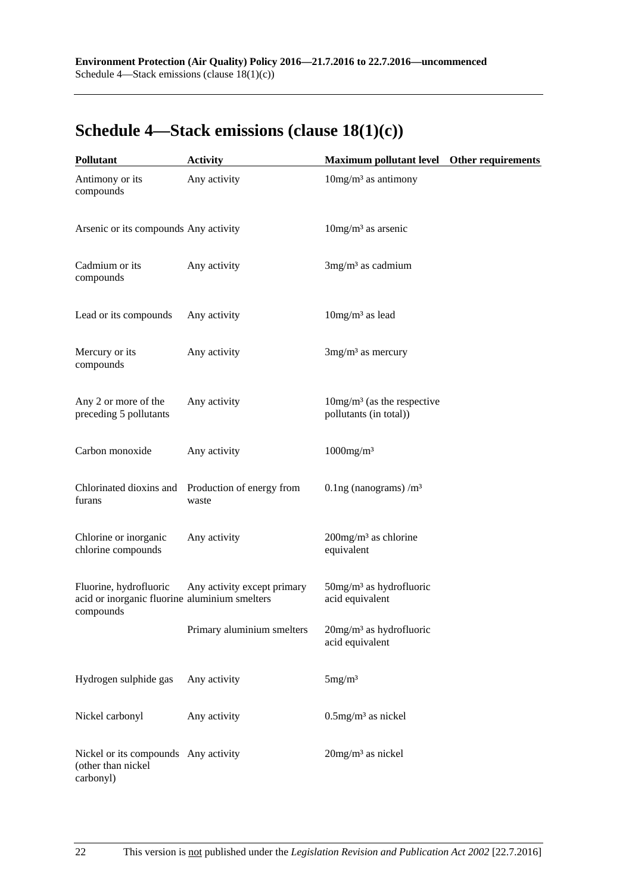# Schedule 4—Stack emissions (clause 18(1)(c))

| Pollutant | Activity | Maximum pollutant level | Other requirements |
|---|---|---|---|
| Antimony or its compounds | Any activity | 10mg/m³ as antimony | |
| Arsenic or its compounds | Any activity | 10mg/m³ as arsenic | |
| Cadmium or its compounds | Any activity | 3mg/m³ as cadmium | |
| Lead or its compounds | Any activity | 10mg/m³ as lead | |
| Mercury or its compounds | Any activity | 3mg/m³ as mercury | |
| Any 2 or more of the preceding 5 pollutants | Any activity | 10mg/m³ (as the respective pollutants (in total)) | |
| Carbon monoxide | Any activity | 1000mg/m³ | |
| Chlorinated dioxins and furans | Production of energy from waste | 0.1ng (nanograms) /m³ | |
| Chlorine or inorganic chlorine compounds | Any activity | 200mg/m³ as chlorine equivalent | |
| Fluorine, hydrofluoric acid or inorganic fluorine compounds | Any activity except primary aluminium smelters | 50mg/m³ as hydrofluoric acid equivalent | |
| | Primary aluminium smelters | 20mg/m³ as hydrofluoric acid equivalent | |
| Hydrogen sulphide gas | Any activity | 5mg/m³ | |
| Nickel carbonyl | Any activity | 0.5mg/m³ as nickel | |
| Nickel or its compounds (other than nickel carbonyl) | Any activity | 20mg/m³ as nickel | |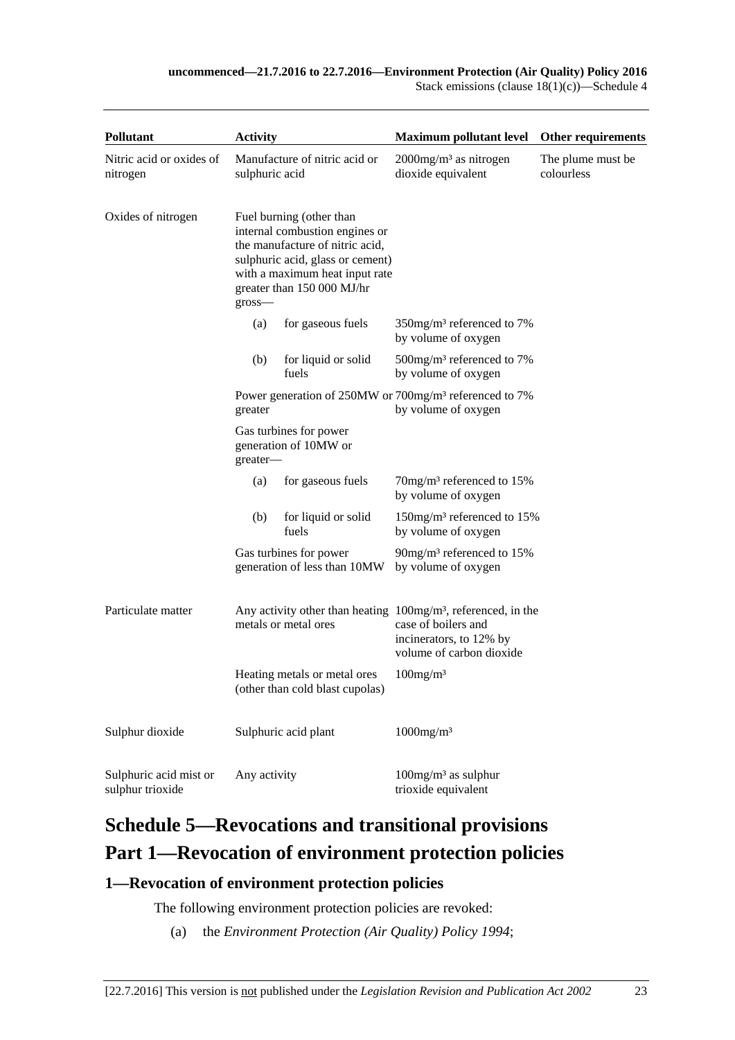| Pollutant | Activity | Maximum pollutant level | Other requirements |
|---|---|---|---|
| Nitric acid or oxides of nitrogen | Manufacture of nitric acid or sulphuric acid | 2000mg/m³ as nitrogen dioxide equivalent | The plume must be colourless |
| Oxides of nitrogen | Fuel burning (other than internal combustion engines or the manufacture of nitric acid, sulphuric acid, glass or cement) with a maximum heat input rate greater than 150 000 MJ/hr gross— | | |
| | (a) for gaseous fuels | 350mg/m³ referenced to 7% by volume of oxygen | |
| | (b) for liquid or solid fuels | 500mg/m³ referenced to 7% by volume of oxygen | |
| | Power generation of 250MW or greater | 700mg/m³ referenced to 7% by volume of oxygen | |
| | Gas turbines for power generation of 10MW or greater— | | |
| | (a) for gaseous fuels | 70mg/m³ referenced to 15% by volume of oxygen | |
| | (b) for liquid or solid fuels | 150mg/m³ referenced to 15% by volume of oxygen | |
| | Gas turbines for power generation of less than 10MW | 90mg/m³ referenced to 15% by volume of oxygen | |
| Particulate matter | Any activity other than heating metals or metal ores | 100mg/m³, referenced, in the case of boilers and incinerators, to 12% by volume of carbon dioxide | |
| | Heating metals or metal ores (other than cold blast cupolas) | 100mg/m³ | |
| Sulphur dioxide | Sulphuric acid plant | 1000mg/m³ | |
| Sulphuric acid mist or sulphur trioxide | Any activity | 100mg/m³ as sulphur trioxide equivalent | |

# Schedule 5—Revocations and transitional provisions

# Part 1—Revocation of environment protection policies

## 1—Revocation of environment protection policies

The following environment protection policies are revoked:

(a) the *Environment Protection (Air Quality) Policy 1994*;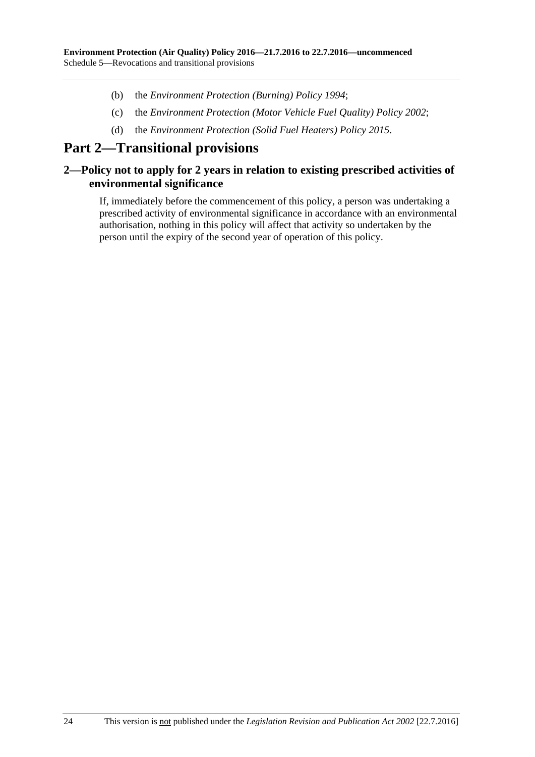(b) the *Environment Protection (Burning) Policy 1994*;

(c) the *Environment Protection (Motor Vehicle Fuel Quality) Policy 2002*;

(d) the *Environment Protection (Solid Fuel Heaters) Policy 2015*.

# Part 2—Transitional provisions

## 2—Policy not to apply for 2 years in relation to existing prescribed activities of environmental significance

If, immediately before the commencement of this policy, a person was undertaking a prescribed activity of environmental significance in accordance with an environmental authorisation, nothing in this policy will affect that activity so undertaken by the person until the expiry of the second year of operation of this policy.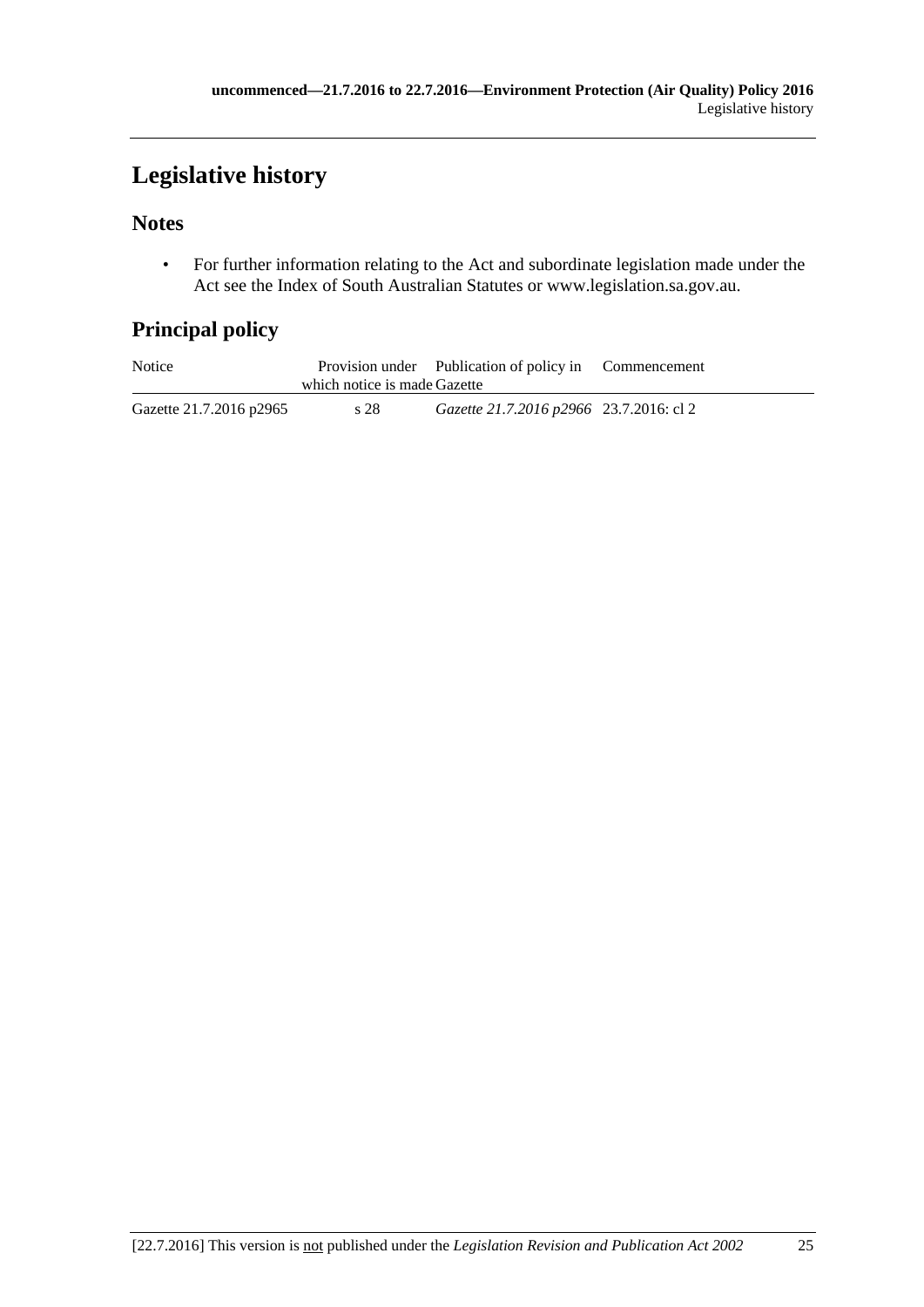# Legislative history

## Notes

- For further information relating to the Act and subordinate legislation made under the Act see the Index of South Australian Statutes or www.legislation.sa.gov.au.

## Principal policy

| Notice | Provision under which notice is made | Publication of policy in Gazette | Commencement |
|---|---|---|---|
| Gazette 21.7.2016 p2965 | s 28 | *Gazette 21.7.2016 p2966* | 23.7.2016: cl 2 |